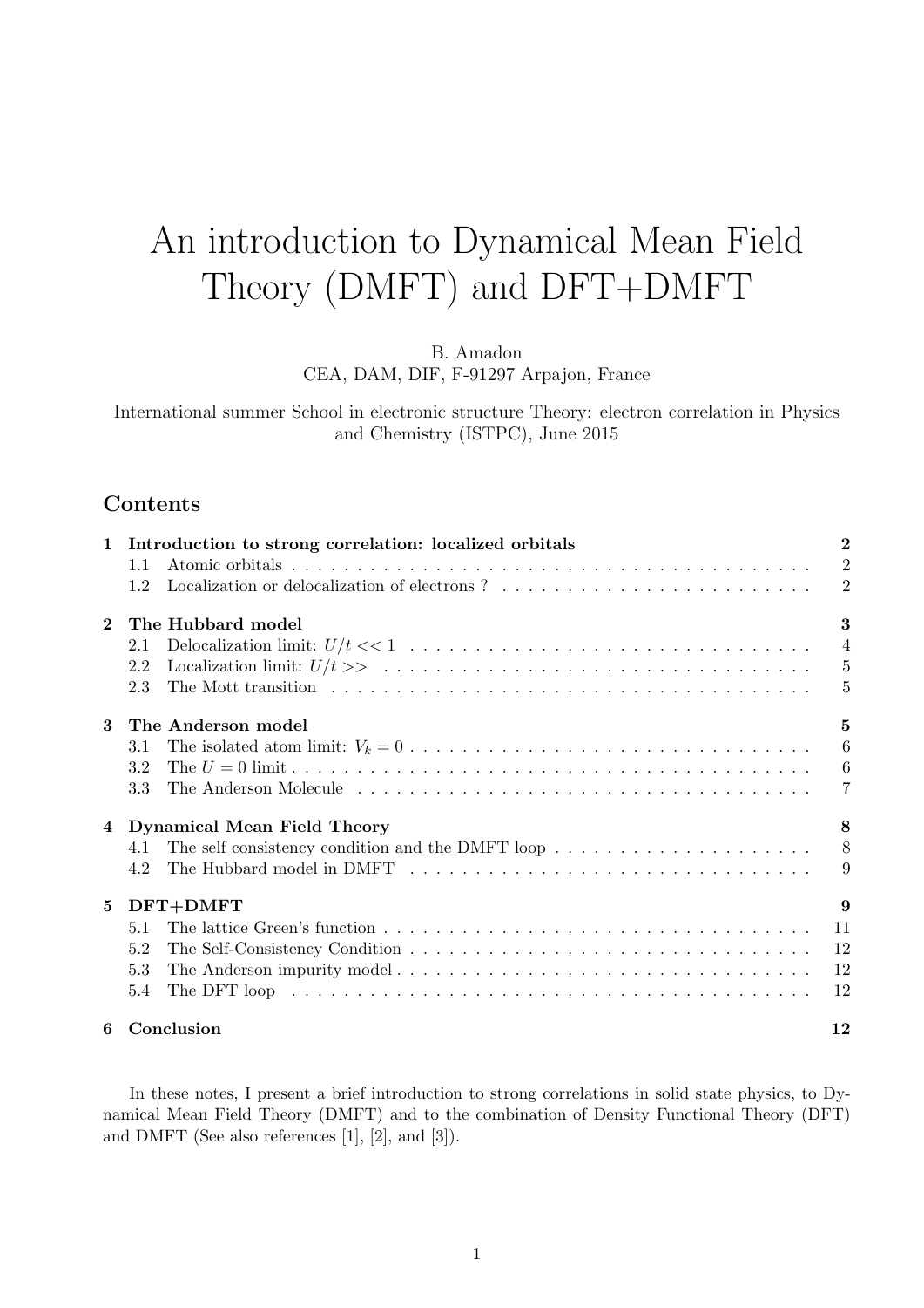# An introduction to Dynamical Mean Field Theory (DMFT) and DFT+DMFT

B. Amadon
CEA, DAM, DIF, F-91297 Arpajon, France

International summer School in electronic structure Theory: electron correlation in Physics and Chemistry (ISTPC), June 2015

## Contents

| | | |
|---|---|---|
| **1** | **Introduction to strong correlation: localized orbitals** | **2** |
| 1.1 | Atomic orbitals | 2 |
| 1.2 | Localization or delocalization of electrons ? | 2 |
| **2** | **The Hubbard model** | **3** |
| 2.1 | Delocalization limit: $U/t << 1$ | 4 |
| 2.2 | Localization limit: $U/t >>$ | 5 |
| 2.3 | The Mott transition | 5 |
| **3** | **The Anderson model** | **5** |
| 3.1 | The isolated atom limit: $V_k = 0$ | 6 |
| 3.2 | The $U = 0$ limit | 6 |
| 3.3 | The Anderson Molecule | 7 |
| **4** | **Dynamical Mean Field Theory** | **8** |
| 4.1 | The self consistency condition and the DMFT loop | 8 |
| 4.2 | The Hubbard model in DMFT | 9 |
| **5** | **DFT+DMFT** | **9** |
| 5.1 | The lattice Green's function | 11 |
| 5.2 | The Self-Consistency Condition | 12 |
| 5.3 | The Anderson impurity model | 12 |
| 5.4 | The DFT loop | 12 |
| **6** | **Conclusion** | **12** |

In these notes, I present a brief introduction to strong correlations in solid state physics, to Dynamical Mean Field Theory (DMFT) and to the combination of Density Functional Theory (DFT) and DMFT (See also references [1], [2], and [3]).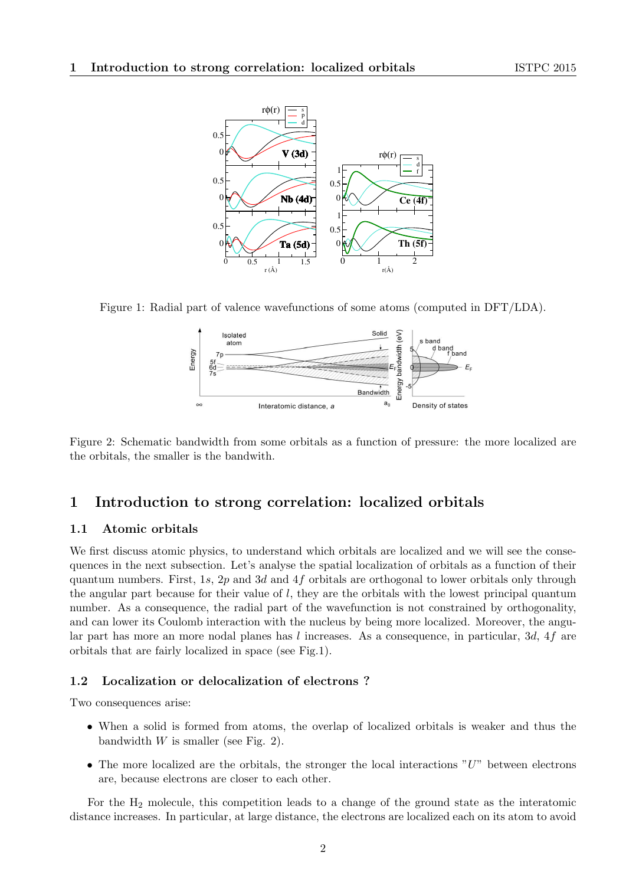Figure 1: Radial part of valence wavefunctions of some atoms (computed in DFT/LDA).

Figure 2: Schematic bandwidth from some orbitals as a function of pressure: the more localized are the orbitals, the smaller is the bandwith.

# 1 Introduction to strong correlation: localized orbitals

## 1.1 Atomic orbitals

We first discuss atomic physics, to understand which orbitals are localized and we will see the consequences in the next subsection. Let's analyse the spatial localization of orbitals as a function of their quantum numbers. First, $1s$, $2p$ and $3d$ and $4f$ orbitals are orthogonal to lower orbitals only through the angular part because for their value of $l$, they are the orbitals with the lowest principal quantum number. As a consequence, the radial part of the wavefunction is not constrained by orthogonality, and can lower its Coulomb interaction with the nucleus by being more localized. Moreover, the angular part has more an more nodal planes has $l$ increases. As a consequence, in particular, $3d$, $4f$ are orbitals that are fairly localized in space (see Fig.1).

## 1.2 Localization or delocalization of electrons ?

Two consequences arise:

- When a solid is formed from atoms, the overlap of localized orbitals is weaker and thus the bandwidth $W$ is smaller (see Fig. 2).
- The more localized are the orbitals, the stronger the local interactions "$U$" between electrons are, because electrons are closer to each other.

For the $H_2$ molecule, this competition leads to a change of the ground state as the interatomic distance increases. In particular, at large distance, the electrons are localized each on its atom to avoid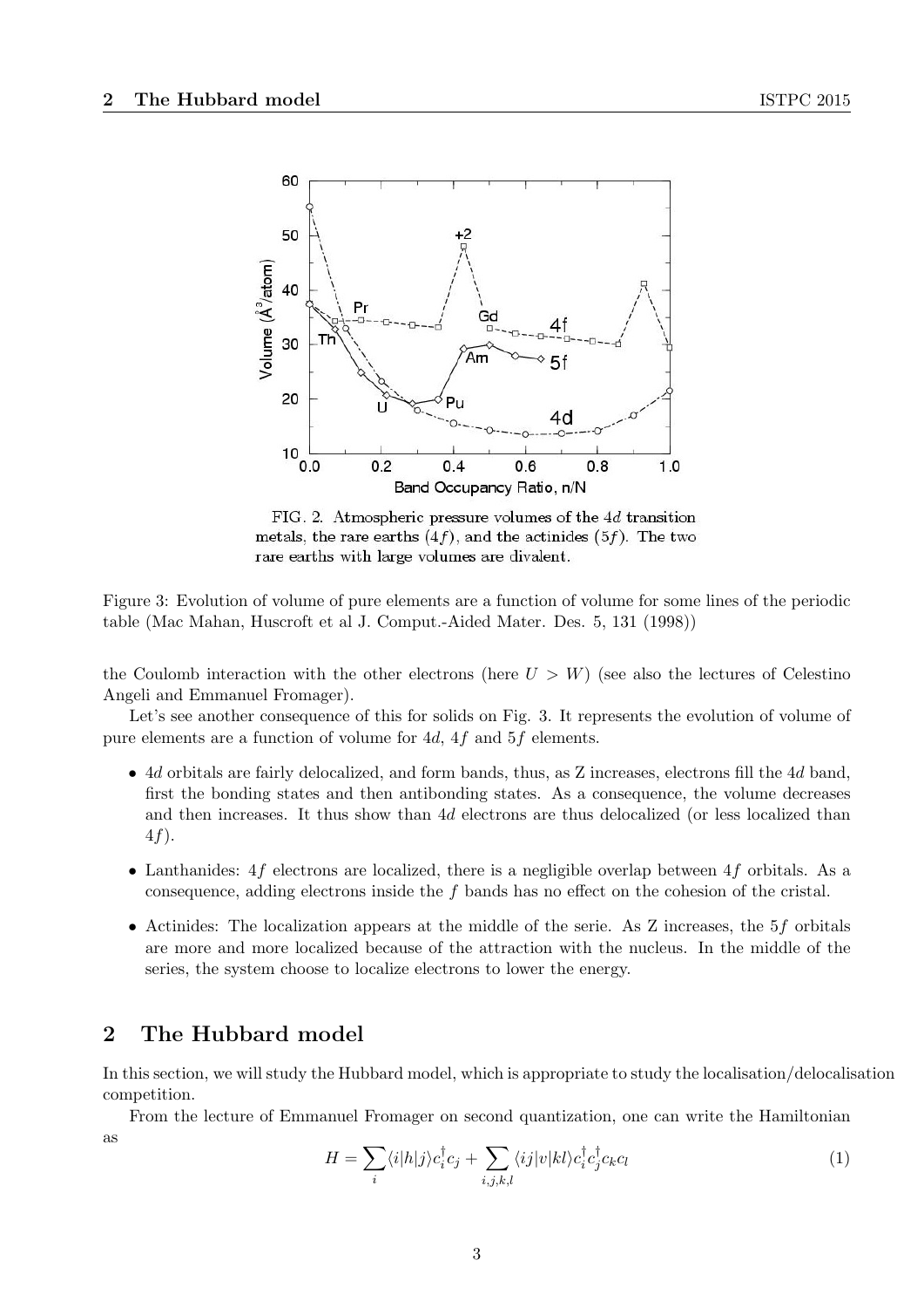FIG. 2. Atmospheric pressure volumes of the $4d$ transition metals, the rare earths ($4f$), and the actinides ($5f$). The two rare earths with large volumes are divalent.

Figure 3: Evolution of volume of pure elements are a function of volume for some lines of the periodic table (Mac Mahan, Huscroft et al J. Comput.-Aided Mater. Des. 5, 131 (1998))

the Coulomb interaction with the other electrons (here $U > W$) (see also the lectures of Celestino Angeli and Emmanuel Fromager).

Let's see another consequence of this for solids on Fig. 3. It represents the evolution of volume of pure elements are a function of volume for $4d$, $4f$ and $5f$ elements.

- $4d$ orbitals are fairly delocalized, and form bands, thus, as Z increases, electrons fill the $4d$ band, first the bonding states and then antibonding states. As a consequence, the volume decreases and then increases. It thus show than $4d$ electrons are thus delocalized (or less localized than $4f$).
- Lanthanides: $4f$ electrons are localized, there is a negligible overlap between $4f$ orbitals. As a consequence, adding electrons inside the $f$ bands has no effect on the cohesion of the cristal.
- Actinides: The localization appears at the middle of the serie. As Z increases, the $5f$ orbitals are more and more localized because of the attraction with the nucleus. In the middle of the series, the system choose to localize electrons to lower the energy.

## 2 The Hubbard model

In this section, we will study the Hubbard model, which is appropriate to study the localisation/delocalisation competition.

From the lecture of Emmanuel Fromager on second quantization, one can write the Hamiltonian as

$$H = \sum_{i} \langle i|h|j\rangle c_i^\dagger c_j + \sum_{i,j,k,l} \langle ij|v|kl\rangle c_i^\dagger c_j^\dagger c_k c_l \tag{1}$$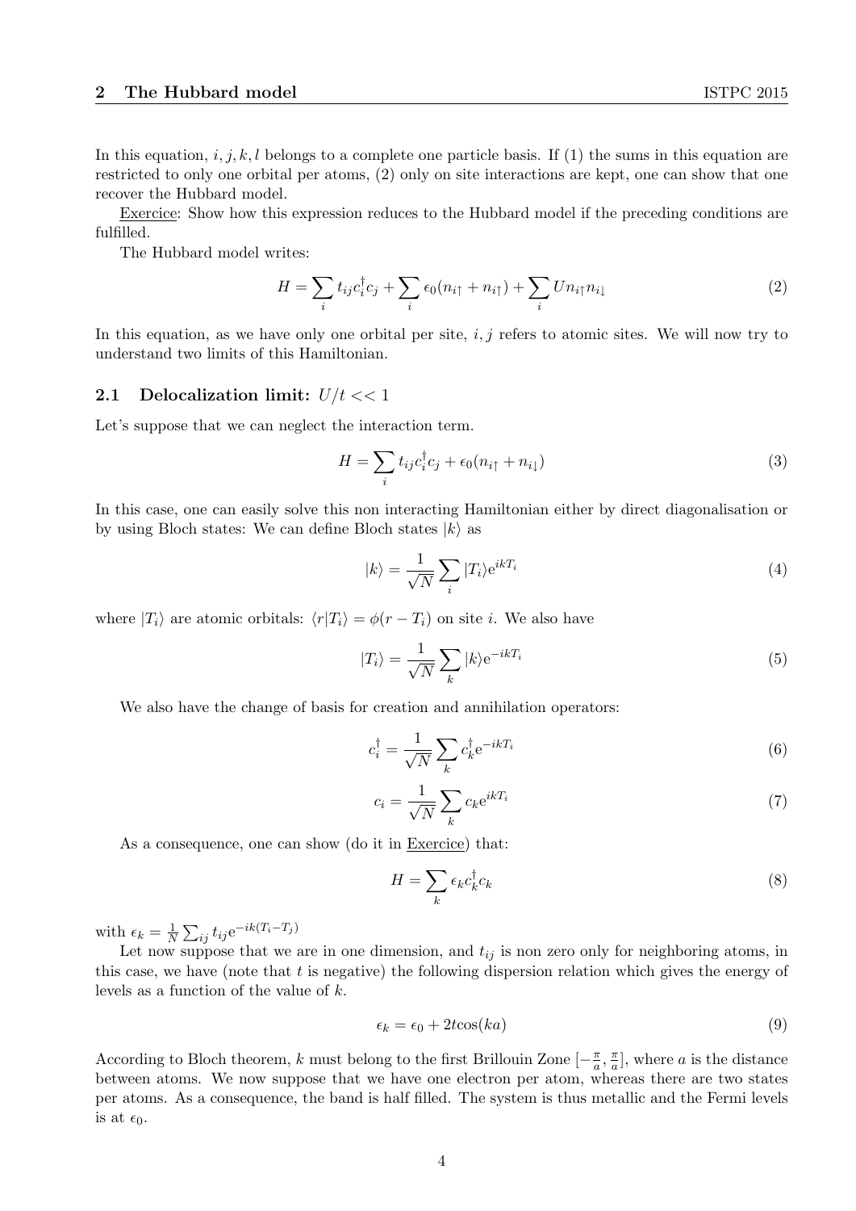In this equation, $i, j, k, l$ belongs to a complete one particle basis. If (1) the sums in this equation are restricted to only one orbital per atoms, (2) only on site interactions are kept, one can show that one recover the Hubbard model.

Exercice: Show how this expression reduces to the Hubbard model if the preceding conditions are fulfilled.

The Hubbard model writes:

$$H = \sum_i t_{ij} c_i^\dagger c_j + \sum_i \epsilon_0 (n_{i\uparrow} + n_{i\uparrow}) + \sum_i U n_{i\uparrow} n_{i\downarrow} \tag{2}$$

In this equation, as we have only one orbital per site, $i, j$ refers to atomic sites. We will now try to understand two limits of this Hamiltonian.

### 2.1 Delocalization limit: $U/t << 1$

Let's suppose that we can neglect the interaction term.

$$H = \sum_i t_{ij} c_i^\dagger c_j + \epsilon_0 (n_{i\uparrow} + n_{i\downarrow}) \tag{3}$$

In this case, one can easily solve this non interacting Hamiltonian either by direct diagonalisation or by using Bloch states: We can define Bloch states $|k\rangle$ as

$$|k\rangle = \frac{1}{\sqrt{N}} \sum_i |T_i\rangle \mathrm{e}^{ikT_i} \tag{4}$$

where $|T_i\rangle$ are atomic orbitals: $\langle r|T_i\rangle = \phi(r - T_i)$ on site $i$. We also have

$$|T_i\rangle = \frac{1}{\sqrt{N}} \sum_k |k\rangle \mathrm{e}^{-ikT_i} \tag{5}$$

We also have the change of basis for creation and annihilation operators:

$$c_i^\dagger = \frac{1}{\sqrt{N}} \sum_k c_k^\dagger \mathrm{e}^{-ikT_i} \tag{6}$$

$$c_i = \frac{1}{\sqrt{N}} \sum_k c_k \mathrm{e}^{ikT_i} \tag{7}$$

As a consequence, one can show (do it in Exercice) that:

$$H = \sum_k \epsilon_k c_k^\dagger c_k \tag{8}$$

with $\epsilon_k = \frac{1}{N} \sum_{ij} t_{ij} \mathrm{e}^{-ik(T_i - T_j)}$

Let now suppose that we are in one dimension, and $t_{ij}$ is non zero only for neighboring atoms, in this case, we have (note that $t$ is negative) the following dispersion relation which gives the energy of levels as a function of the value of $k$.

$$\epsilon_k = \epsilon_0 + 2t\cos(ka) \tag{9}$$

According to Bloch theorem, $k$ must belong to the first Brillouin Zone $[-\frac{\pi}{a}, \frac{\pi}{a}]$, where $a$ is the distance between atoms. We now suppose that we have one electron per atom, whereas there are two states per atoms. As a consequence, the band is half filled. The system is thus metallic and the Fermi levels is at $\epsilon_0$.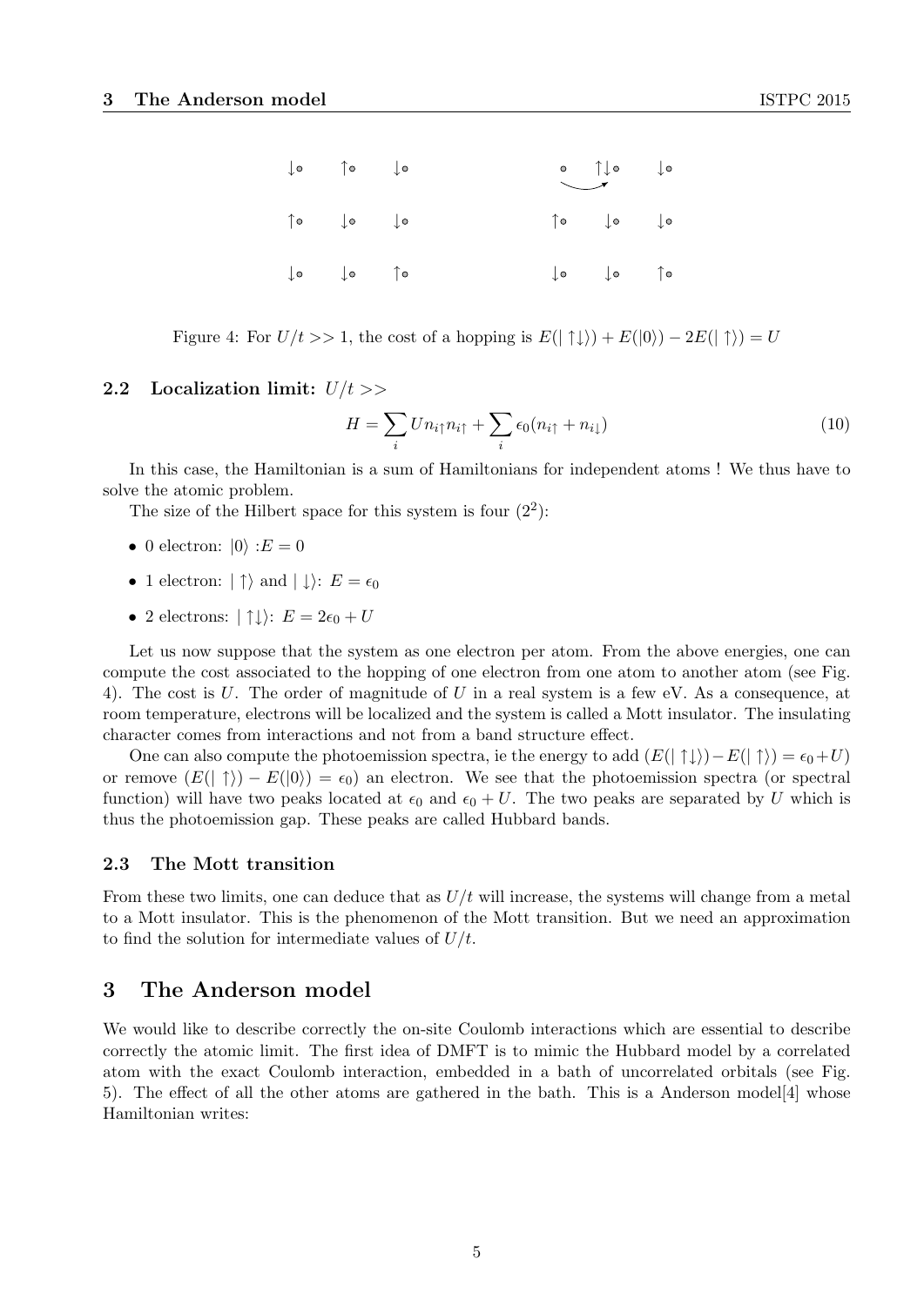↓∘ ↑∘ ↓∘ ∘ ↑↓∘ ↓∘

↑∘ ↓∘ ↓∘ ↑∘ ↓∘ ↓∘

↓∘ ↓∘ ↑∘ ↓∘ ↓∘ ↑∘

Figure 4: For $U/t >> 1$, the cost of a hopping is $E(|\uparrow\downarrow\rangle) + E(|0\rangle) - 2E(|\uparrow\rangle) = U$

### 2.2 Localization limit: $U/t >>$

$$H = \sum_i U n_{i\uparrow} n_{i\uparrow} + \sum_i \epsilon_0 (n_{i\uparrow} + n_{i\downarrow}) \tag{10}$$

In this case, the Hamiltonian is a sum of Hamiltonians for independent atoms ! We thus have to solve the atomic problem.

The size of the Hilbert space for this system is four ($2^2$):

- 0 electron: $|0\rangle$ :$E = 0$
- 1 electron: $|\uparrow\rangle$ and $|\downarrow\rangle$: $E = \epsilon_0$
- 2 electrons: $|\uparrow\downarrow\rangle$: $E = 2\epsilon_0 + U$

Let us now suppose that the system as one electron per atom. From the above energies, one can compute the cost associated to the hopping of one electron from one atom to another atom (see Fig. 4). The cost is $U$. The order of magnitude of $U$ in a real system is a few eV. As a consequence, at room temperature, electrons will be localized and the system is called a Mott insulator. The insulating character comes from interactions and not from a band structure effect.

One can also compute the photoemission spectra, ie the energy to add ($E(|\uparrow\downarrow\rangle) - E(|\uparrow\rangle) = \epsilon_0 + U$) or remove ($E(|\uparrow\rangle) - E(|0\rangle) = \epsilon_0$) an electron. We see that the photoemission spectra (or spectral function) will have two peaks located at $\epsilon_0$ and $\epsilon_0 + U$. The two peaks are separated by $U$ which is thus the photoemission gap. These peaks are called Hubbard bands.

### 2.3 The Mott transition

From these two limits, one can deduce that as $U/t$ will increase, the systems will change from a metal to a Mott insulator. This is the phenomenon of the Mott transition. But we need an approximation to find the solution for intermediate values of $U/t$.

## 3 The Anderson model

We would like to describe correctly the on-site Coulomb interactions which are essential to describe correctly the atomic limit. The first idea of DMFT is to mimic the Hubbard model by a correlated atom with the exact Coulomb interaction, embedded in a bath of uncorrelated orbitals (see Fig. 5). The effect of all the other atoms are gathered in the bath. This is a Anderson model[4] whose Hamiltonian writes: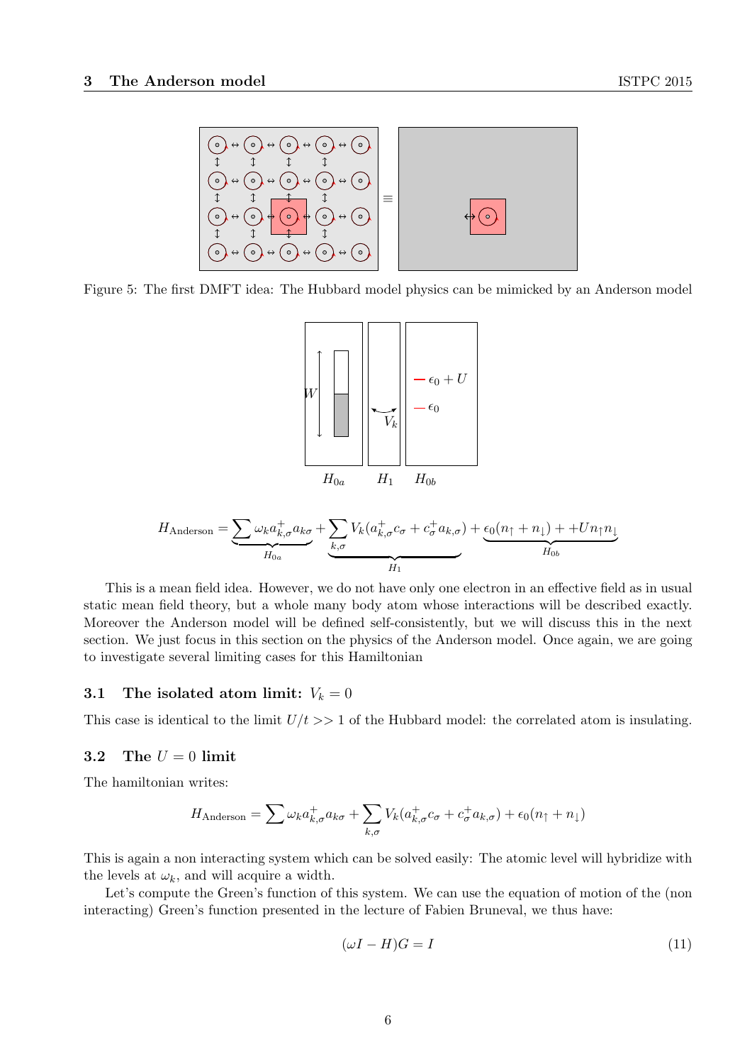Figure 5: The first DMFT idea: The Hubbard model physics can be mimicked by an Anderson model

$$H_{\text{Anderson}} = \underbrace{\sum \omega_k a^+_{k,\sigma} a_{k\sigma}}_{H_{0a}} + \underbrace{\sum_{k,\sigma} V_k (a^+_{k,\sigma} c_\sigma + c^+_\sigma a_{k,\sigma})}_{H_1} + \underbrace{\epsilon_0 (n_\uparrow + n_\downarrow) + + U n_\uparrow n_\downarrow}_{H_{0b}}$$

This is a mean field idea. However, we do not have only one electron in an effective field as in usual static mean field theory, but a whole many body atom whose interactions will be described exactly. Moreover the Anderson model will be defined self-consistently, but we will discuss this in the next section. We just focus in this section on the physics of the Anderson model. Once again, we are going to investigate several limiting cases for this Hamiltonian

## 3.1 The isolated atom limit: $V_k = 0$

This case is identical to the limit $U/t >> 1$ of the Hubbard model: the correlated atom is insulating.

## 3.2 The $U = 0$ limit

The hamiltonian writes:

$$H_{\text{Anderson}} = \sum \omega_k a^+_{k,\sigma} a_{k\sigma} + \sum_{k,\sigma} V_k (a^+_{k,\sigma} c_\sigma + c^+_\sigma a_{k,\sigma}) + \epsilon_0 (n_\uparrow + n_\downarrow)$$

This is again a non interacting system which can be solved easily: The atomic level will hybridize with the levels at $\omega_k$, and will acquire a width.

Let's compute the Green's function of this system. We can use the equation of motion of the (non interacting) Green's function presented in the lecture of Fabien Bruneval, we thus have:

$$(\omega I - H) G = I \tag{11}$$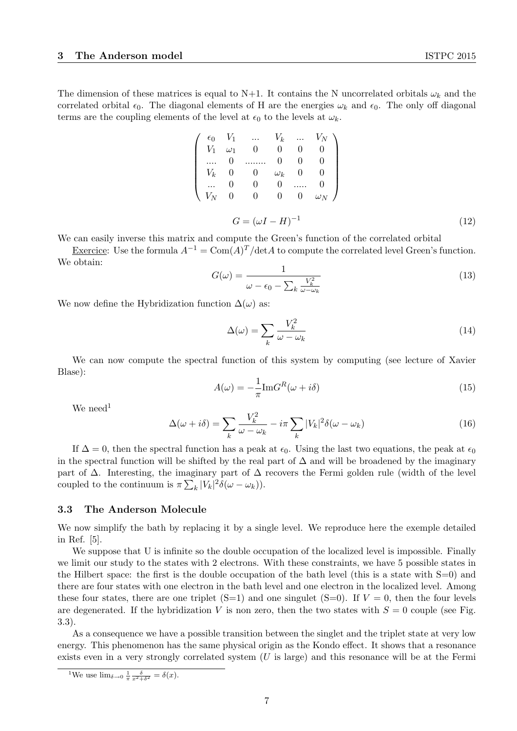The dimension of these matrices is equal to N+1. It contains the N uncorrelated orbitals $\omega_k$ and the correlated orbital $\epsilon_0$. The diagonal elements of H are the energies $\omega_k$ and $\epsilon_0$. The only off diagonal terms are the coupling elements of the level at $\epsilon_0$ to the levels at $\omega_k$.

$$
\begin{pmatrix}
\epsilon_0 & V_1 & ... & V_k & ... & V_N \\
V_1 & \omega_1 & 0 & 0 & 0 & 0 \\
.... & 0 & ........ & 0 & 0 & 0 \\
V_k & 0 & 0 & \omega_k & 0 & 0 \\
... & 0 & 0 & 0 & ..... & 0 \\
V_N & 0 & 0 & 0 & 0 & \omega_N
\end{pmatrix}
$$

$$
G = (\omega I - H)^{-1} \tag{12}
$$

We can easily inverse this matrix and compute the Green's function of the correlated orbital

Exercice: Use the formula $A^{-1} = \mathrm{Com}(A)^T/\det A$ to compute the correlated level Green's function. We obtain:

$$
G(\omega) = \frac{1}{\omega - \epsilon_0 - \sum_k \frac{V_k^2}{\omega - \omega_k}} \tag{13}
$$

We now define the Hybridization function $\Delta(\omega)$ as:

$$
\Delta(\omega) = \sum_k \frac{V_k^2}{\omega - \omega_k} \tag{14}
$$

We can now compute the spectral function of this system by computing (see lecture of Xavier Blase):

$$
A(\omega) = -\frac{1}{\pi} \mathrm{Im} G^R(\omega + i\delta) \tag{15}
$$

We need[1]

$$
\Delta(\omega + i\delta) = \sum_k \frac{V_k^2}{\omega - \omega_k} - i\pi \sum_k |V_k|^2 \delta(\omega - \omega_k) \tag{16}
$$

If $\Delta = 0$, then the spectral function has a peak at $\epsilon_0$. Using the last two equations, the peak at $\epsilon_0$ in the spectral function will be shifted by the real part of $\Delta$ and will be broadened by the imaginary part of $\Delta$. Interesting, the imaginary part of $\Delta$ recovers the Fermi golden rule (width of the level coupled to the continuum is $\pi \sum_k |V_k|^2 \delta(\omega - \omega_k)$).

### 3.3 The Anderson Molecule

We now simplify the bath by replacing it by a single level. We reproduce here the exemple detailed in Ref. [5].

We suppose that U is infinite so the double occupation of the localized level is impossible. Finally we limit our study to the states with 2 electrons. With these constraints, we have 5 possible states in the Hilbert space: the first is the double occupation of the bath level (this is a state with S=0) and there are four states with one electron in the bath level and one electron in the localized level. Among these four states, there are one triplet (S=1) and one singulet (S=0). If $V = 0$, then the four levels are degenerated. If the hybridization $V$ is non zero, then the two states with $S = 0$ couple (see Fig. 3.3).

As a consequence we have a possible transition between the singlet and the triplet state at very low energy. This phenomenon has the same physical origin as the Kondo effect. It shows that a resonance exists even in a very strongly correlated system ($U$ is large) and this resonance will be at the Fermi

[1] We use $\lim_{\delta \to 0} \frac{1}{\pi} \frac{\delta}{x^2 + \delta^2} = \delta(x)$.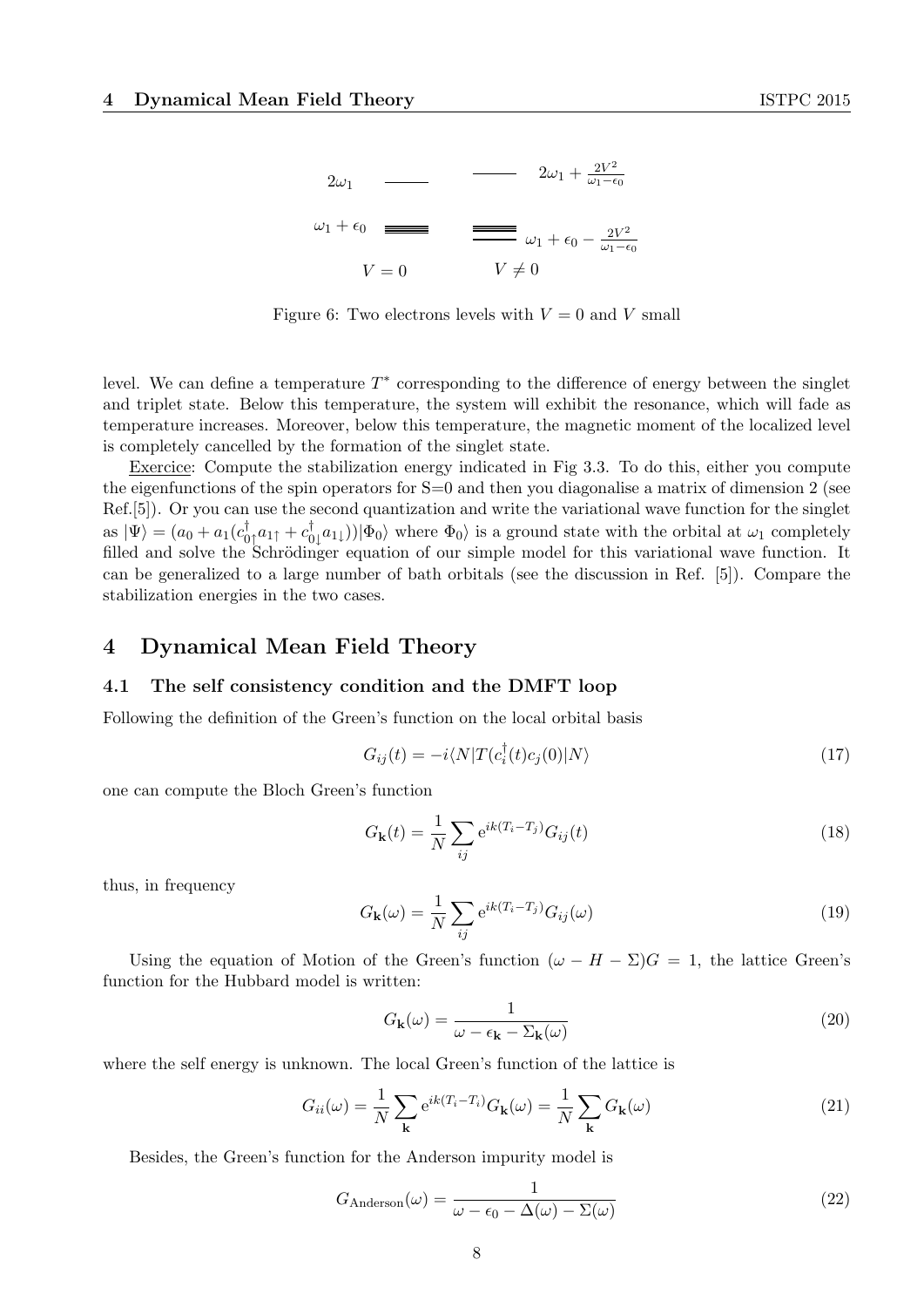| | $V = 0$ | $V \neq 0$ | |
|---|---|---|---|
| $2\omega_1$ | ——— | ——— | $2\omega_1 + \frac{2V^2}{\omega_1 - \epsilon_0}$ |
| $\omega_1 + \epsilon_0$ | ═══ | ═══ | $\omega_1 + \epsilon_0 - \frac{2V^2}{\omega_1 - \epsilon_0}$ |

Figure 6: Two electrons levels with $V = 0$ and $V$ small

level. We can define a temperature $T^*$ corresponding to the difference of energy between the singlet and triplet state. Below this temperature, the system will exhibit the resonance, which will fade as temperature increases. Moreover, below this temperature, the magnetic moment of the localized level is completely cancelled by the formation of the singlet state.

Exercice: Compute the stabilization energy indicated in Fig 3.3. To do this, either you compute the eigenfunctions of the spin operators for S=0 and then you diagonalise a matrix of dimension 2 (see Ref.[5]). Or you can use the second quantization and write the variational wave function for the singlet as $|\Psi\rangle = (a_0 + a_1(c^\dagger_{0\uparrow}a_{1\uparrow} + c^\dagger_{0\downarrow}a_{1\downarrow}))|\Phi_0\rangle$ where $\Phi_0\rangle$ is a ground state with the orbital at $\omega_1$ completely filled and solve the Schrödinger equation of our simple model for this variational wave function. It can be generalized to a large number of bath orbitals (see the discussion in Ref. [5]). Compare the stabilization energies in the two cases.

# 4 Dynamical Mean Field Theory

## 4.1 The self consistency condition and the DMFT loop

Following the definition of the Green's function on the local orbital basis

$$G_{ij}(t) = -i\langle N|T(c^\dagger_i(t)c_j(0)|N\rangle \tag{17}$$

one can compute the Bloch Green's function

$$G_{\mathbf{k}}(t) = \frac{1}{N}\sum_{ij} \mathrm{e}^{ik(T_i - T_j)} G_{ij}(t) \tag{18}$$

thus, in frequency

$$G_{\mathbf{k}}(\omega) = \frac{1}{N}\sum_{ij} \mathrm{e}^{ik(T_i - T_j)} G_{ij}(\omega) \tag{19}$$

Using the equation of Motion of the Green's function $(\omega - H - \Sigma)G = 1$, the lattice Green's function for the Hubbard model is written:

$$G_{\mathbf{k}}(\omega) = \frac{1}{\omega - \epsilon_{\mathbf{k}} - \Sigma_{\mathbf{k}}(\omega)} \tag{20}$$

where the self energy is unknown. The local Green's function of the lattice is

$$G_{ii}(\omega) = \frac{1}{N}\sum_{\mathbf{k}} \mathrm{e}^{ik(T_i - T_i)} G_{\mathbf{k}}(\omega) = \frac{1}{N}\sum_{\mathbf{k}} G_{\mathbf{k}}(\omega) \tag{21}$$

Besides, the Green's function for the Anderson impurity model is

$$G_{\text{Anderson}}(\omega) = \frac{1}{\omega - \epsilon_0 - \Delta(\omega) - \Sigma(\omega)} \tag{22}$$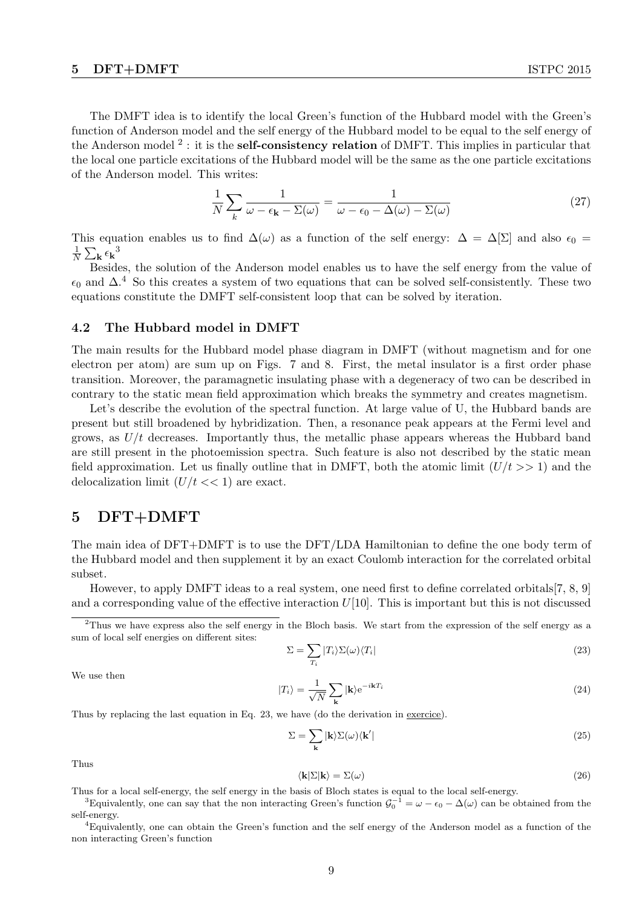The DMFT idea is to identify the local Green's function of the Hubbard model with the Green's function of Anderson model and the self energy of the Hubbard model to be equal to the self energy of the Anderson model [2] : it is the **self-consistency relation** of DMFT. This implies in particular that the local one particle excitations of the Hubbard model will be the same as the one particle excitations of the Anderson model. This writes:

$$\frac{1}{N}\sum_{k}\frac{1}{\omega-\epsilon_{\mathbf{k}}-\Sigma(\omega)}=\frac{1}{\omega-\epsilon_0-\Delta(\omega)-\Sigma(\omega)} \tag{27}$$

This equation enables us to find $\Delta(\omega)$ as a function of the self energy: $\Delta = \Delta[\Sigma]$ and also $\epsilon_0 = \frac{1}{N}\sum_{\mathbf{k}}\epsilon_{\mathbf{k}}$ [3]

Besides, the solution of the Anderson model enables us to have the self energy from the value of $\epsilon_0$ and $\Delta$.[4] So this creates a system of two equations that can be solved self-consistently. These two equations constitute the DMFT self-consistent loop that can be solved by iteration.

### 4.2 The Hubbard model in DMFT

The main results for the Hubbard model phase diagram in DMFT (without magnetism and for one electron per atom) are sum up on Figs. 7 and 8. First, the metal insulator is a first order phase transition. Moreover, the paramagnetic insulating phase with a degeneracy of two can be described in contrary to the static mean field approximation which breaks the symmetry and creates magnetism.

Let's describe the evolution of the spectral function. At large value of U, the Hubbard bands are present but still broadened by hybridization. Then, a resonance peak appears at the Fermi level and grows, as $U/t$ decreases. Importantly thus, the metallic phase appears whereas the Hubbard band are still present in the photoemission spectra. Such feature is also not described by the static mean field approximation. Let us finally outline that in DMFT, both the atomic limit ($U/t >> 1$) and the delocalization limit ($U/t << 1$) are exact.

## 5 DFT+DMFT

The main idea of DFT+DMFT is to use the DFT/LDA Hamiltonian to define the one body term of the Hubbard model and then supplement it by an exact Coulomb interaction for the correlated orbital subset.

However, to apply DMFT ideas to a real system, one need first to define correlated orbitals[7, 8, 9] and a corresponding value of the effective interaction $U$[10]. This is important but this is not discussed

---

[2] Thus we have express also the self energy in the Bloch basis. We start from the expression of the self energy as a sum of local self energies on different sites:

$$\Sigma = \sum_{T_i}|T_i\rangle\Sigma(\omega)\langle T_i| \tag{23}$$

We use then

$$|T_i\rangle = \frac{1}{\sqrt{N}}\sum_{\mathbf{k}}|\mathbf{k}\rangle e^{-i\mathbf{k}T_i} \tag{24}$$

Thus by replacing the last equation in Eq. 23, we have (do the derivation in exercice).

$$\Sigma = \sum_{\mathbf{k}}|\mathbf{k}\rangle\Sigma(\omega)\langle\mathbf{k}'| \tag{25}$$

Thus

$$\langle\mathbf{k}|\Sigma|\mathbf{k}\rangle = \Sigma(\omega) \tag{26}$$

Thus for a local self-energy, the self energy in the basis of Bloch states is equal to the local self-energy.

[3] Equivalently, one can say that the non interacting Green's function $\mathcal{G}_0^{-1} = \omega - \epsilon_0 - \Delta(\omega)$ can be obtained from the self-energy.

[4] Equivalently, one can obtain the Green's function and the self energy of the Anderson model as a function of the non interacting Green's function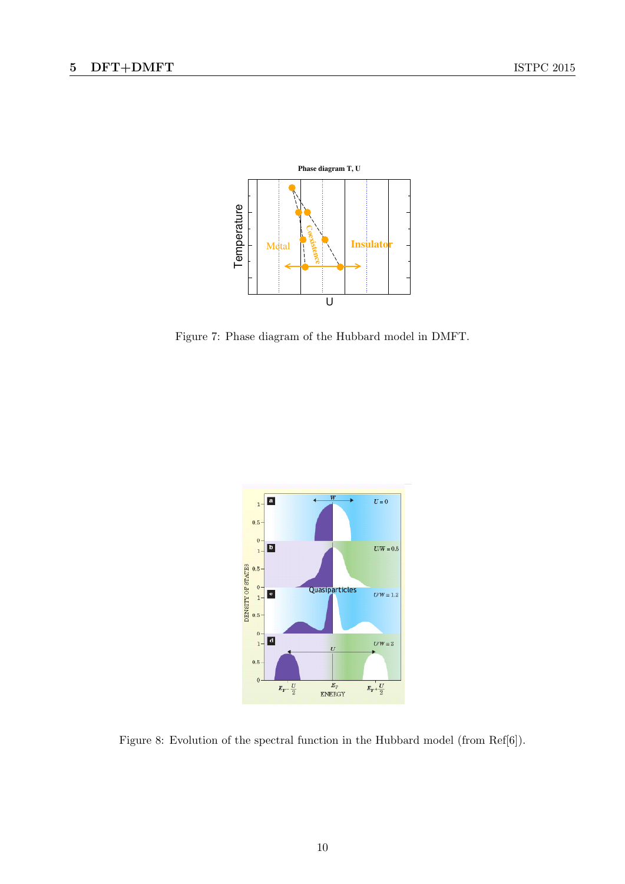Figure 7: Phase diagram of the Hubbard model in DMFT.

Figure 8: Evolution of the spectral function in the Hubbard model (from Ref[6]).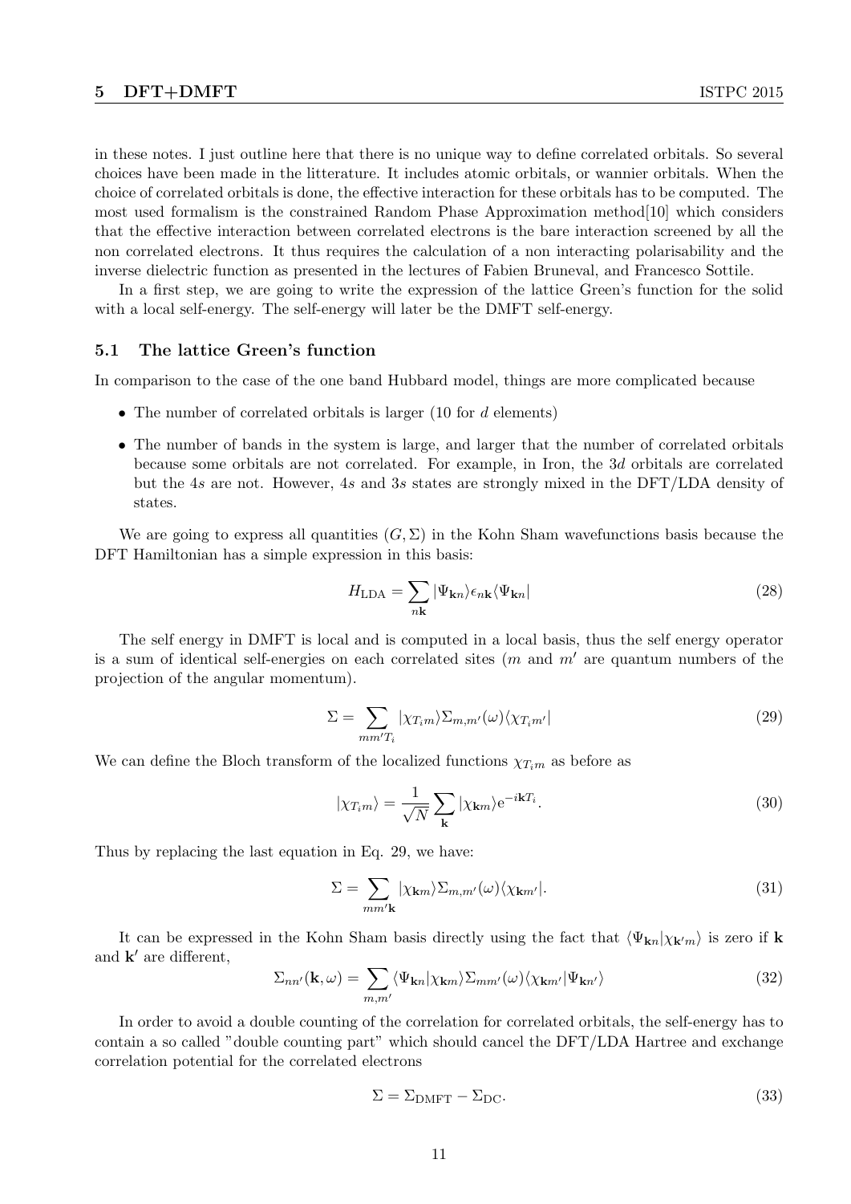in these notes. I just outline here that there is no unique way to define correlated orbitals. So several choices have been made in the litterature. It includes atomic orbitals, or wannier orbitals. When the choice of correlated orbitals is done, the effective interaction for these orbitals has to be computed. The most used formalism is the constrained Random Phase Approximation method[10] which considers that the effective interaction between correlated electrons is the bare interaction screened by all the non correlated electrons. It thus requires the calculation of a non interacting polarisability and the inverse dielectric function as presented in the lectures of Fabien Bruneval, and Francesco Sottile.

In a first step, we are going to write the expression of the lattice Green's function for the solid with a local self-energy. The self-energy will later be the DMFT self-energy.

### 5.1 The lattice Green's function

In comparison to the case of the one band Hubbard model, things are more complicated because

- The number of correlated orbitals is larger (10 for $d$ elements)
- The number of bands in the system is large, and larger that the number of correlated orbitals because some orbitals are not correlated. For example, in Iron, the 3$d$ orbitals are correlated but the 4$s$ are not. However, 4$s$ and 3$s$ states are strongly mixed in the DFT/LDA density of states.

We are going to express all quantities $(G, \Sigma)$ in the Kohn Sham wavefunctions basis because the DFT Hamiltonian has a simple expression in this basis:

$$H_{\text{LDA}} = \sum_{n\mathbf{k}} |\Psi_{\mathbf{k}n}\rangle \epsilon_{n\mathbf{k}} \langle \Psi_{\mathbf{k}n}| \tag{28}$$

The self energy in DMFT is local and is computed in a local basis, thus the self energy operator is a sum of identical self-energies on each correlated sites ($m$ and $m'$ are quantum numbers of the projection of the angular momentum).

$$\Sigma = \sum_{mm'T_i} |\chi_{T_i m}\rangle \Sigma_{m,m'}(\omega) \langle \chi_{T_i m'}| \tag{29}$$

We can define the Bloch transform of the localized functions $\chi_{T_i m}$ as before as

$$|\chi_{T_i m}\rangle = \frac{1}{\sqrt{N}} \sum_{\mathbf{k}} |\chi_{\mathbf{k}m}\rangle \mathrm{e}^{-i\mathbf{k}T_i}. \tag{30}$$

Thus by replacing the last equation in Eq. 29, we have:

$$\Sigma = \sum_{mm'\mathbf{k}} |\chi_{\mathbf{k}m}\rangle \Sigma_{m,m'}(\omega) \langle \chi_{\mathbf{k}m'}|. \tag{31}$$

It can be expressed in the Kohn Sham basis directly using the fact that $\langle \Psi_{\mathbf{k}n} | \chi_{\mathbf{k}'m}\rangle$ is zero if $\mathbf{k}$ and $\mathbf{k}'$ are different,

$$\Sigma_{nn'}(\mathbf{k}, \omega) = \sum_{m,m'} \langle \Psi_{\mathbf{k}n} | \chi_{\mathbf{k}m}\rangle \Sigma_{mm'}(\omega) \langle \chi_{\mathbf{k}m'} | \Psi_{\mathbf{k}n'}\rangle \tag{32}$$

In order to avoid a double counting of the correlation for correlated orbitals, the self-energy has to contain a so called "double counting part" which should cancel the DFT/LDA Hartree and exchange correlation potential for the correlated electrons

$$\Sigma = \Sigma_{\text{DMFT}} - \Sigma_{\text{DC}}. \tag{33}$$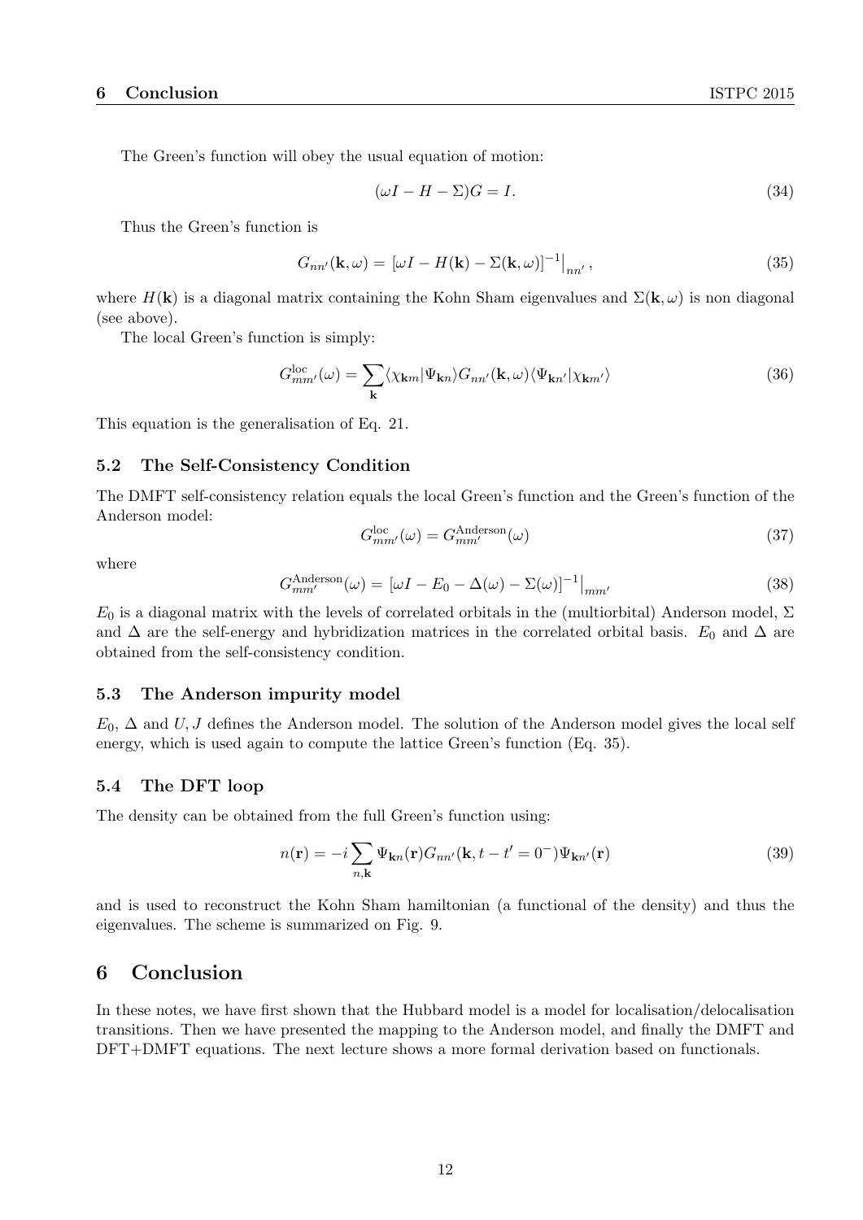The Green's function will obey the usual equation of motion:

$$(\omega I - H - \Sigma)G = I. \tag{34}$$

Thus the Green's function is

$$G_{nn'}(\mathbf{k}, \omega) = \left[\omega I - H(\mathbf{k}) - \Sigma(\mathbf{k}, \omega)\right]^{-1}\Big|_{nn'}, \tag{35}$$

where $H(\mathbf{k})$ is a diagonal matrix containing the Kohn Sham eigenvalues and $\Sigma(\mathbf{k}, \omega)$ is non diagonal (see above).

The local Green's function is simply:

$$G^{\text{loc}}_{mm'}(\omega) = \sum_{\mathbf{k}} \langle \chi_{\mathbf{k}m} | \Psi_{\mathbf{k}n} \rangle G_{nn'}(\mathbf{k}, \omega) \langle \Psi_{\mathbf{k}n'} | \chi_{\mathbf{k}m'} \rangle \tag{36}$$

This equation is the generalisation of Eq. 21.

### 5.2 The Self-Consistency Condition

The DMFT self-consistency relation equals the local Green's function and the Green's function of the Anderson model:

$$G^{\text{loc}}_{mm'}(\omega) = G^{\text{Anderson}}_{mm'}(\omega) \tag{37}$$

where

$$G^{\text{Anderson}}_{mm'}(\omega) = \left[\omega I - E_0 - \Delta(\omega) - \Sigma(\omega)\right]^{-1}\Big|_{mm'} \tag{38}$$

$E_0$ is a diagonal matrix with the levels of correlated orbitals in the (multiorbital) Anderson model, $\Sigma$ and $\Delta$ are the self-energy and hybridization matrices in the correlated orbital basis. $E_0$ and $\Delta$ are obtained from the self-consistency condition.

### 5.3 The Anderson impurity model

$E_0$, $\Delta$ and $U, J$ defines the Anderson model. The solution of the Anderson model gives the local self energy, which is used again to compute the lattice Green's function (Eq. 35).

### 5.4 The DFT loop

The density can be obtained from the full Green's function using:

$$n(\mathbf{r}) = -i \sum_{n,\mathbf{k}} \Psi_{\mathbf{k}n}(\mathbf{r}) G_{nn'}(\mathbf{k}, t - t' = 0^-) \Psi_{\mathbf{k}n'}(\mathbf{r}) \tag{39}$$

and is used to reconstruct the Kohn Sham hamiltonian (a functional of the density) and thus the eigenvalues. The scheme is summarized on Fig. 9.

## 6 Conclusion

In these notes, we have first shown that the Hubbard model is a model for localisation/delocalisation transitions. Then we have presented the mapping to the Anderson model, and finally the DMFT and DFT+DMFT equations. The next lecture shows a more formal derivation based on functionals.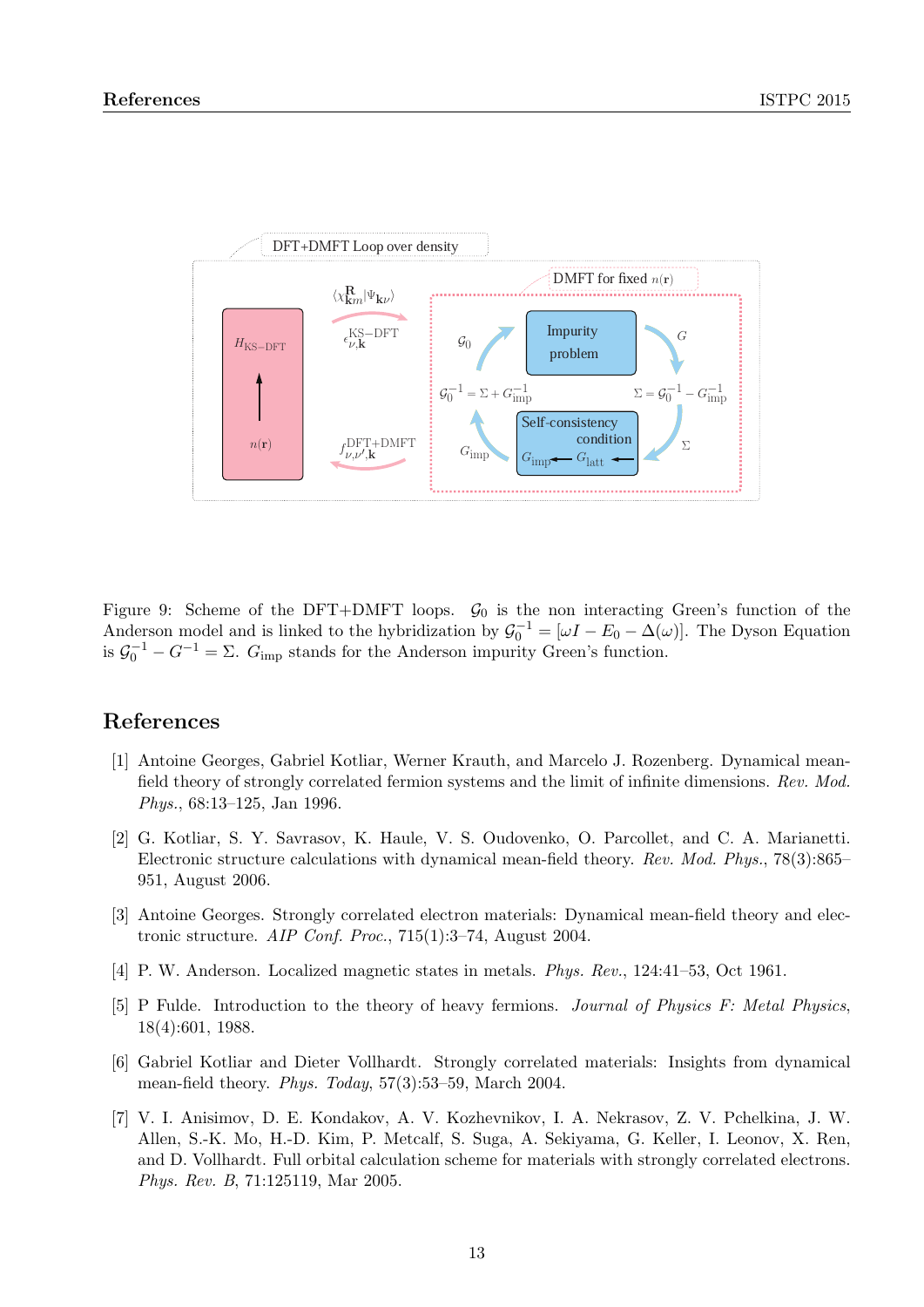Figure 9: Scheme of the DFT+DMFT loops. $\mathcal{G}_0$ is the non interacting Green's function of the Anderson model and is linked to the hybridization by $\mathcal{G}_0^{-1} = [\omega I - E_0 - \Delta(\omega)]$. The Dyson Equation is $\mathcal{G}_0^{-1} - G^{-1} = \Sigma$. $G_{\text{imp}}$ stands for the Anderson impurity Green's function.

## References

[1] Antoine Georges, Gabriel Kotliar, Werner Krauth, and Marcelo J. Rozenberg. Dynamical mean-field theory of strongly correlated fermion systems and the limit of infinite dimensions. *Rev. Mod. Phys.*, 68:13–125, Jan 1996.

[2] G. Kotliar, S. Y. Savrasov, K. Haule, V. S. Oudovenko, O. Parcollet, and C. A. Marianetti. Electronic structure calculations with dynamical mean-field theory. *Rev. Mod. Phys.*, 78(3):865–951, August 2006.

[3] Antoine Georges. Strongly correlated electron materials: Dynamical mean-field theory and electronic structure. *AIP Conf. Proc.*, 715(1):3–74, August 2004.

[4] P. W. Anderson. Localized magnetic states in metals. *Phys. Rev.*, 124:41–53, Oct 1961.

[5] P Fulde. Introduction to the theory of heavy fermions. *Journal of Physics F: Metal Physics*, 18(4):601, 1988.

[6] Gabriel Kotliar and Dieter Vollhardt. Strongly correlated materials: Insights from dynamical mean-field theory. *Phys. Today*, 57(3):53–59, March 2004.

[7] V. I. Anisimov, D. E. Kondakov, A. V. Kozhevnikov, I. A. Nekrasov, Z. V. Pchelkina, J. W. Allen, S.-K. Mo, H.-D. Kim, P. Metcalf, S. Suga, A. Sekiyama, G. Keller, I. Leonov, X. Ren, and D. Vollhardt. Full orbital calculation scheme for materials with strongly correlated electrons. *Phys. Rev. B*, 71:125119, Mar 2005.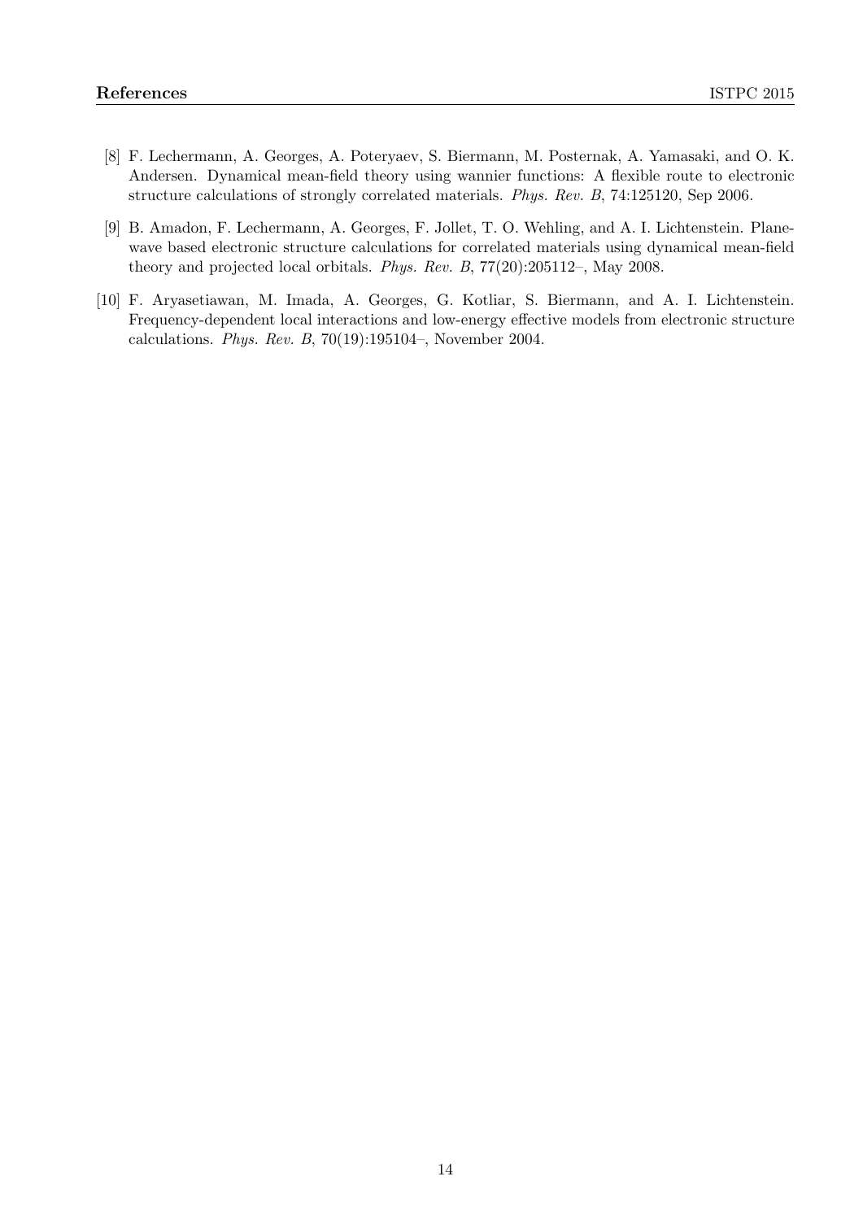[8] F. Lechermann, A. Georges, A. Poteryaev, S. Biermann, M. Posternak, A. Yamasaki, and O. K. Andersen. Dynamical mean-field theory using wannier functions: A flexible route to electronic structure calculations of strongly correlated materials. *Phys. Rev. B*, 74:125120, Sep 2006.

[9] B. Amadon, F. Lechermann, A. Georges, F. Jollet, T. O. Wehling, and A. I. Lichtenstein. Plane-wave based electronic structure calculations for correlated materials using dynamical mean-field theory and projected local orbitals. *Phys. Rev. B*, 77(20):205112–, May 2008.

[10] F. Aryasetiawan, M. Imada, A. Georges, G. Kotliar, S. Biermann, and A. I. Lichtenstein. Frequency-dependent local interactions and low-energy effective models from electronic structure calculations. *Phys. Rev. B*, 70(19):195104–, November 2004.